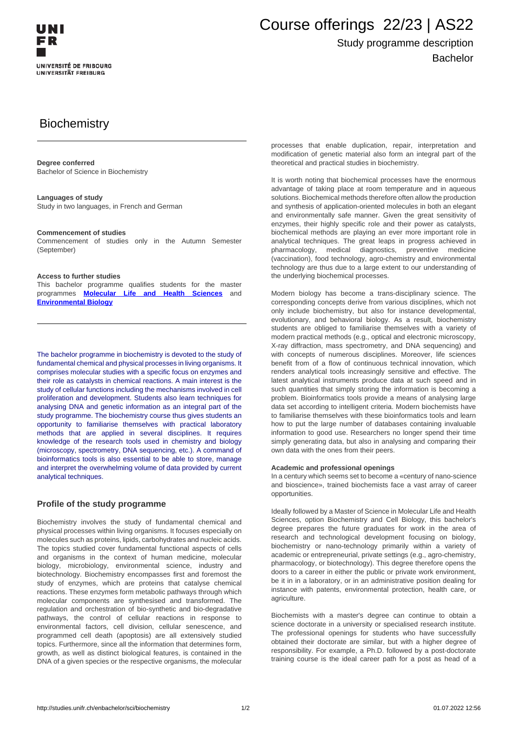# Course offerings 22/23 | AS22

Study programme description

Bachelor

## Biochemistry

**Degree conferred**
Bachelor of Science in Biochemistry

**Languages of study**
Study in two languages, in French and German

**Commencement of studies**
Commencement of studies only in the Autumn Semester (September)

**Access to further studies**
This bachelor programme qualifies students for the master programmes **Molecular Life and Health Sciences** and **Environmental Biology**

The bachelor programme in biochemistry is devoted to the study of fundamental chemical and physical processes in living organisms. It comprises molecular studies with a specific focus on enzymes and their role as catalysts in chemical reactions. A main interest is the study of cellular functions including the mechanisms involved in cell proliferation and development. Students also learn techniques for analysing DNA and genetic information as an integral part of the study programme. The biochemistry course thus gives students an opportunity to familiarise themselves with practical laboratory methods that are applied in several disciplines. It requires knowledge of the research tools used in chemistry and biology (microscopy, spectrometry, DNA sequencing, etc.). A command of bioinformatics tools is also essential to be able to store, manage and interpret the overwhelming volume of data provided by current analytical techniques.

### Profile of the study programme

Biochemistry involves the study of fundamental chemical and physical processes within living organisms. It focuses especially on molecules such as proteins, lipids, carbohydrates and nucleic acids. The topics studied cover fundamental functional aspects of cells and organisms in the context of human medicine, molecular biology, microbiology, environmental science, industry and biotechnology. Biochemistry encompasses first and foremost the study of enzymes, which are proteins that catalyse chemical reactions. These enzymes form metabolic pathways through which molecular components are synthesised and transformed. The regulation and orchestration of bio-synthetic and bio-degradative pathways, the control of cellular reactions in response to environmental factors, cell division, cellular senescence, and programmed cell death (apoptosis) are all extensively studied topics. Furthermore, since all the information that determines form, growth, as well as distinct biological features, is contained in the DNA of a given species or the respective organisms, the molecular processes that enable duplication, repair, interpretation and modification of genetic material also form an integral part of the theoretical and practical studies in biochemistry.

It is worth noting that biochemical processes have the enormous advantage of taking place at room temperature and in aqueous solutions. Biochemical methods therefore often allow the production and synthesis of application-oriented molecules in both an elegant and environmentally safe manner. Given the great sensitivity of enzymes, their highly specific role and their power as catalysts, biochemical methods are playing an ever more important role in analytical techniques. The great leaps in progress achieved in pharmacology, medical diagnostics, preventive medicine (vaccination), food technology, agro-chemistry and environmental technology are thus due to a large extent to our understanding of the underlying biochemical processes.

Modern biology has become a trans-disciplinary science. The corresponding concepts derive from various disciplines, which not only include biochemistry, but also for instance developmental, evolutionary, and behavioral biology. As a result, biochemistry students are obliged to familiarise themselves with a variety of modern practical methods (e.g., optical and electronic microscopy, X-ray diffraction, mass spectrometry, and DNA sequencing) and with concepts of numerous disciplines. Moreover, life sciences benefit from of a flow of continuous technical innovation, which renders analytical tools increasingly sensitive and effective. The latest analytical instruments produce data at such speed and in such quantities that simply storing the information is becoming a problem. Bioinformatics tools provide a means of analysing large data set according to intelligent criteria. Modern biochemists have to familiarise themselves with these bioinformatics tools and learn how to put the large number of databases containing invaluable information to good use. Researchers no longer spend their time simply generating data, but also in analysing and comparing their own data with the ones from their peers.

**Academic and professional openings**
In a century which seems set to become a «century of nano-science and bioscience», trained biochemists face a vast array of career opportunities.

Ideally followed by a Master of Science in Molecular Life and Health Sciences, option Biochemistry and Cell Biology, this bachelor's degree prepares the future graduates for work in the area of research and technological development focusing on biology, biochemistry or nano-technology primarily within a variety of academic or entrepreneurial, private settings (e.g., agro-chemistry, pharmacology, or biotechnology). This degree therefore opens the doors to a career in either the public or private work environment, be it in in a laboratory, or in an administrative position dealing for instance with patents, environmental protection, health care, or agriculture.

Biochemists with a master's degree can continue to obtain a science doctorate in a university or specialised research institute. The professional openings for students who have successfully obtained their doctorate are similar, but with a higher degree of responsibility. For example, a Ph.D. followed by a post-doctorate training course is the ideal career path for a post as head of a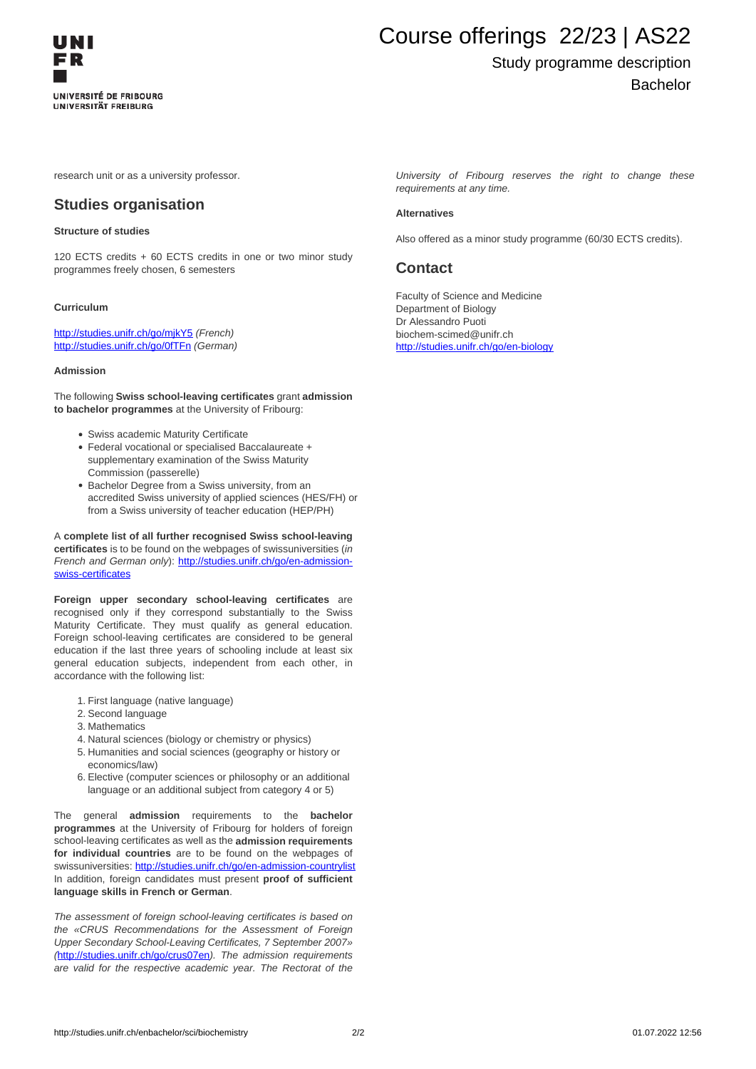research unit or as a university professor.

## Studies organisation

**Structure of studies**

120 ECTS credits + 60 ECTS credits in one or two minor study programmes freely chosen, 6 semesters

**Curriculum**

http://studies.unifr.ch/go/mjkY5 *(French)*
http://studies.unifr.ch/go/0fTFn *(German)*

**Admission**

The following **Swiss school-leaving certificates** grant **admission to bachelor programmes** at the University of Fribourg:

- Swiss academic Maturity Certificate
- Federal vocational or specialised Baccalaureate + supplementary examination of the Swiss Maturity Commission (passerelle)
- Bachelor Degree from a Swiss university, from an accredited Swiss university of applied sciences (HES/FH) or from a Swiss university of teacher education (HEP/PH)

A **complete list of all further recognised Swiss school-leaving certificates** is to be found on the webpages of swissuniversities (*in French and German only*): http://studies.unifr.ch/go/en-admission-swiss-certificates

**Foreign upper secondary school-leaving certificates** are recognised only if they correspond substantially to the Swiss Maturity Certificate. They must qualify as general education. Foreign school-leaving certificates are considered to be general education if the last three years of schooling include at least six general education subjects, independent from each other, in accordance with the following list:

1. First language (native language)
2. Second language
3. Mathematics
4. Natural sciences (biology or chemistry or physics)
5. Humanities and social sciences (geography or history or economics/law)
6. Elective (computer sciences or philosophy or an additional language or an additional subject from category 4 or 5)

The general **admission** requirements to the **bachelor programmes** at the University of Fribourg for holders of foreign school-leaving certificates as well as the **admission requirements for individual countries** are to be found on the webpages of swissuniversities: http://studies.unifr.ch/go/en-admission-countrylist
In addition, foreign candidates must present **proof of sufficient language skills in French or German**.

*The assessment of foreign school-leaving certificates is based on the «CRUS Recommendations for the Assessment of Foreign Upper Secondary School-Leaving Certificates, 7 September 2007» (*http://studies.unifr.ch/go/crus07en*). The admission requirements are valid for the respective academic year. The Rectorat of the University of Fribourg reserves the right to change these requirements at any time.*

**Alternatives**

Also offered as a minor study programme (60/30 ECTS credits).

## Contact

Faculty of Science and Medicine
Department of Biology
Dr Alessandro Puoti
biochem-scimed@unifr.ch
http://studies.unifr.ch/go/en-biology